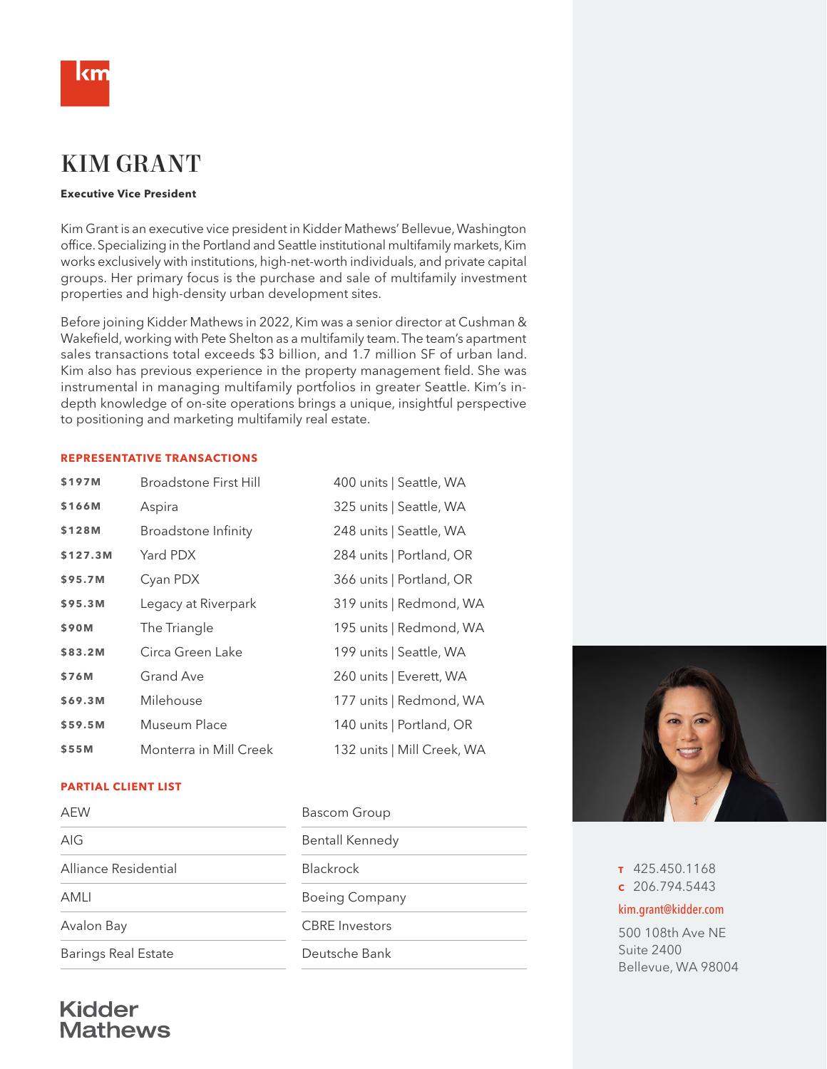# KIM GRANT

**Executive Vice President**

Kim Grant is an executive vice president in Kidder Mathews' Bellevue, Washington office. Specializing in the Portland and Seattle institutional multifamily markets, Kim works exclusively with institutions, high-net-worth individuals, and private capital groups. Her primary focus is the purchase and sale of multifamily investment properties and high-density urban development sites.

Before joining Kidder Mathews in 2022, Kim was a senior director at Cushman & Wakefield, working with Pete Shelton as a multifamily team. The team's apartment sales transactions total exceeds $3 billion, and 1.7 million SF of urban land. Kim also has previous experience in the property management field. She was instrumental in managing multifamily portfolios in greater Seattle. Kim's in-depth knowledge of on-site operations brings a unique, insightful perspective to positioning and marketing multifamily real estate.

## REPRESENTATIVE TRANSACTIONS

| | | |
|---|---|---|
| **$197M** | Broadstone First Hill | 400 units \| Seattle, WA |
| **$166M** | Aspira | 325 units \| Seattle, WA |
| **$128M** | Broadstone Infinity | 248 units \| Seattle, WA |
| **$127.3M** | Yard PDX | 284 units \| Portland, OR |
| **$95.7M** | Cyan PDX | 366 units \| Portland, OR |
| **$95.3M** | Legacy at Riverpark | 319 units \| Redmond, WA |
| **$90M** | The Triangle | 195 units \| Redmond, WA |
| **$83.2M** | Circa Green Lake | 199 units \| Seattle, WA |
| **$76M** | Grand Ave | 260 units \| Everett, WA |
| **$69.3M** | Milehouse | 177 units \| Redmond, WA |
| **$59.5M** | Museum Place | 140 units \| Portland, OR |
| **$55M** | Monterra in Mill Creek | 132 units \| Mill Creek, WA |

## PARTIAL CLIENT LIST

| | |
|---|---|
| AEW | Bascom Group |
| AIG | Bentall Kennedy |
| Alliance Residential | Blackrock |
| AMLI | Boeing Company |
| Avalon Bay | CBRE Investors |
| Barings Real Estate | Deutsche Bank |

**T** 425.450.1168
**C** 206.794.5443
kim.grant@kidder.com

500 108th Ave NE
Suite 2400
Bellevue, WA 98004

Kidder Mathews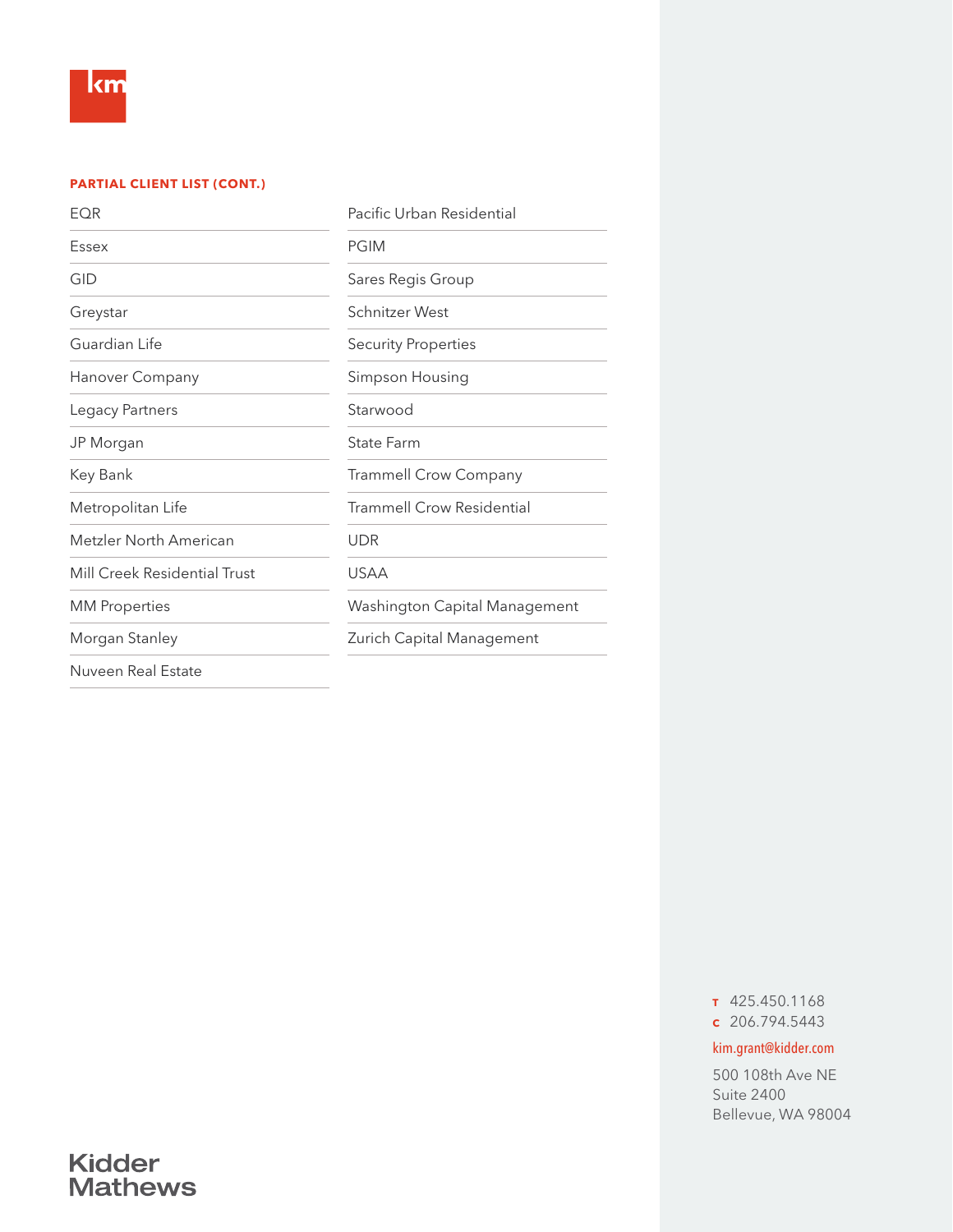## PARTIAL CLIENT LIST (CONT.)

- EQR
- Essex
- GID
- Greystar
- Guardian Life
- Hanover Company
- Legacy Partners
- JP Morgan
- Key Bank
- Metropolitan Life
- Metzler North American
- Mill Creek Residential Trust
- MM Properties
- Morgan Stanley
- Nuveen Real Estate
- Pacific Urban Residential
- PGIM
- Sares Regis Group
- Schnitzer West
- Security Properties
- Simpson Housing
- Starwood
- State Farm
- Trammell Crow Company
- Trammell Crow Residential
- UDR
- USAA
- Washington Capital Management
- Zurich Capital Management

T 425.450.1168
C 206.794.5443

kim.grant@kidder.com

500 108th Ave NE
Suite 2400
Bellevue, WA 98004

Kidder Mathews